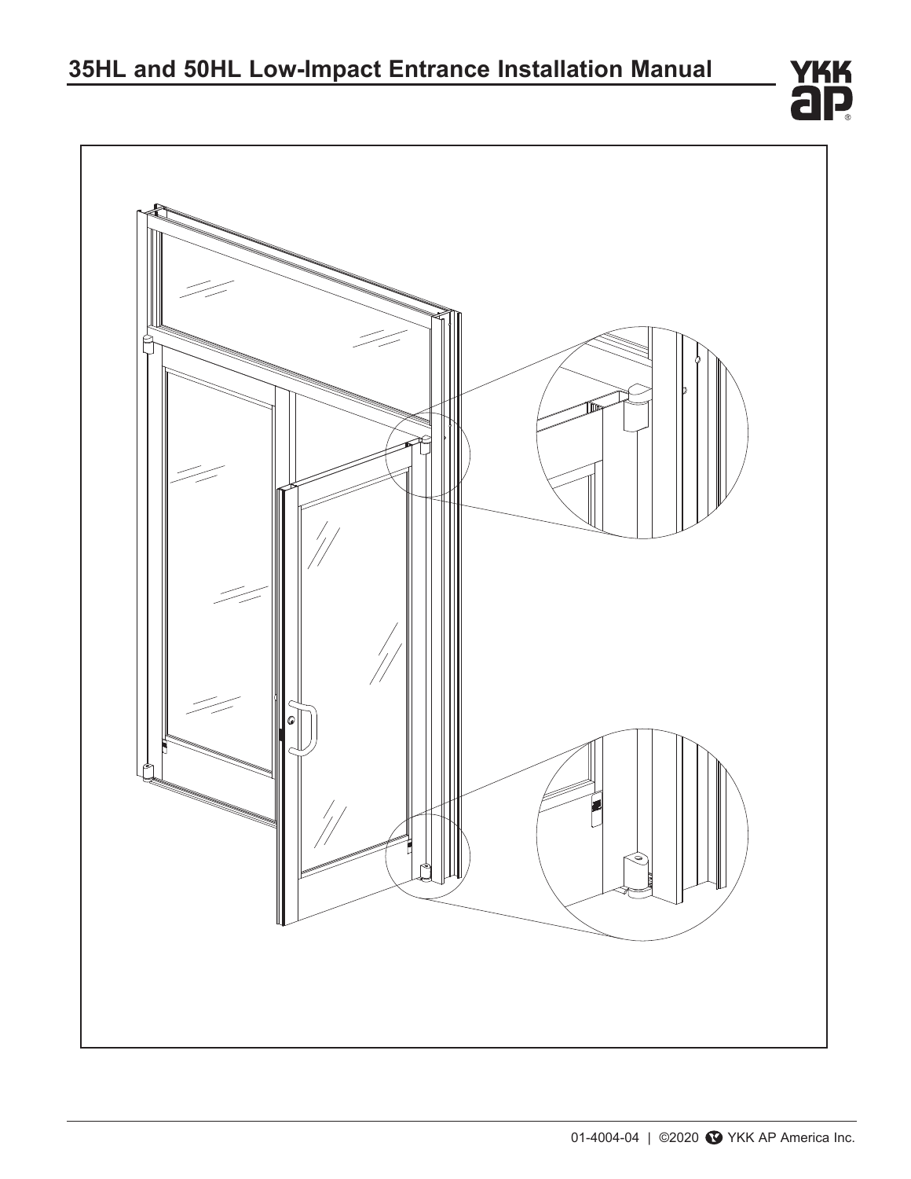# 35HL and 50HL Low-Impact Entrance Installation Manual

01-4004-04 | ©2020 YKK AP America Inc.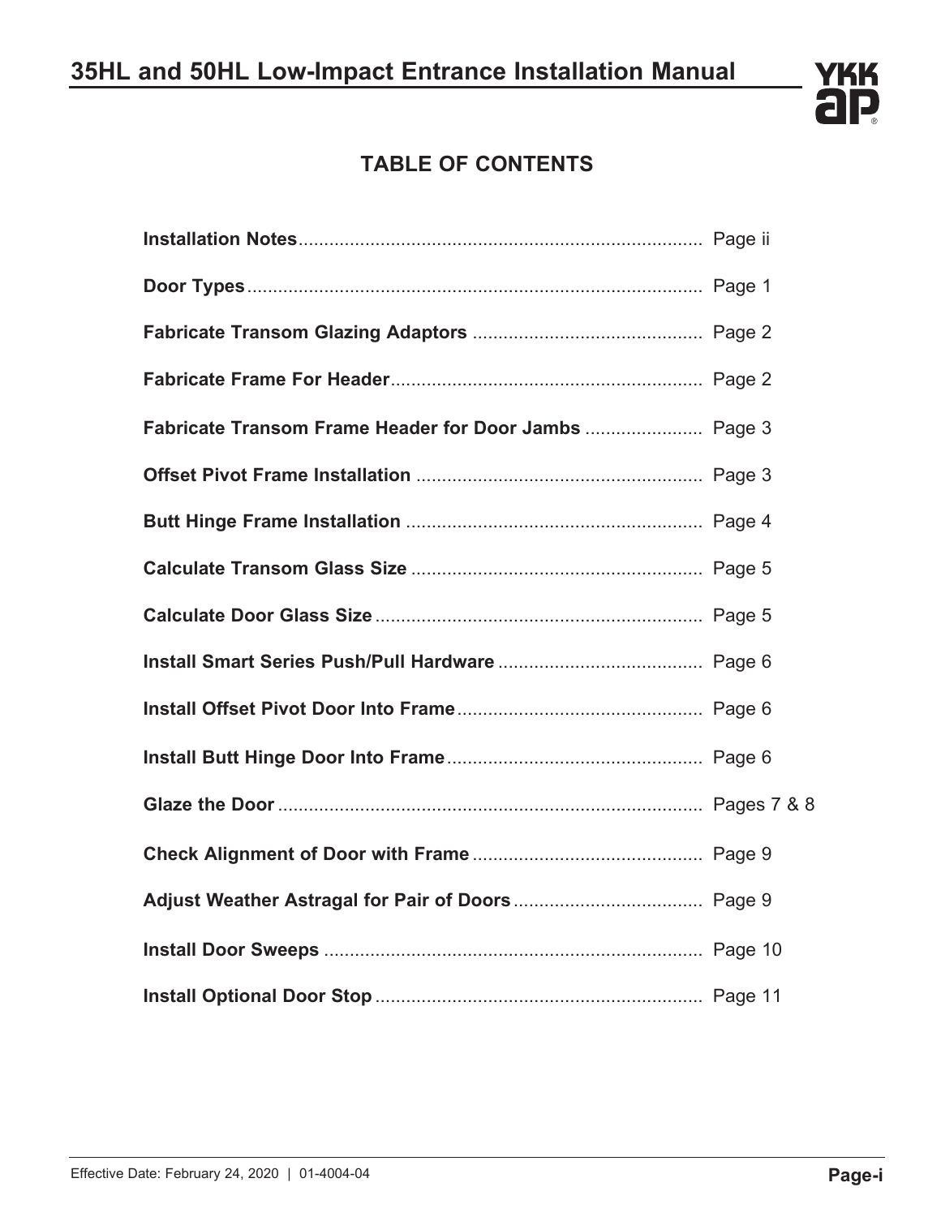## TABLE OF CONTENTS

| | |
|---|---|
| **Installation Notes** | Page ii |
| **Door Types** | Page 1 |
| **Fabricate Transom Glazing Adaptors** | Page 2 |
| **Fabricate Frame For Header** | Page 2 |
| **Fabricate Transom Frame Header for Door Jambs** | Page 3 |
| **Offset Pivot Frame Installation** | Page 3 |
| **Butt Hinge Frame Installation** | Page 4 |
| **Calculate Transom Glass Size** | Page 5 |
| **Calculate Door Glass Size** | Page 5 |
| **Install Smart Series Push/Pull Hardware** | Page 6 |
| **Install Offset Pivot Door Into Frame** | Page 6 |
| **Install Butt Hinge Door Into Frame** | Page 6 |
| **Glaze the Door** | Pages 7 & 8 |
| **Check Alignment of Door with Frame** | Page 9 |
| **Adjust Weather Astragal for Pair of Doors** | Page 9 |
| **Install Door Sweeps** | Page 10 |
| **Install Optional Door Stop** | Page 11 |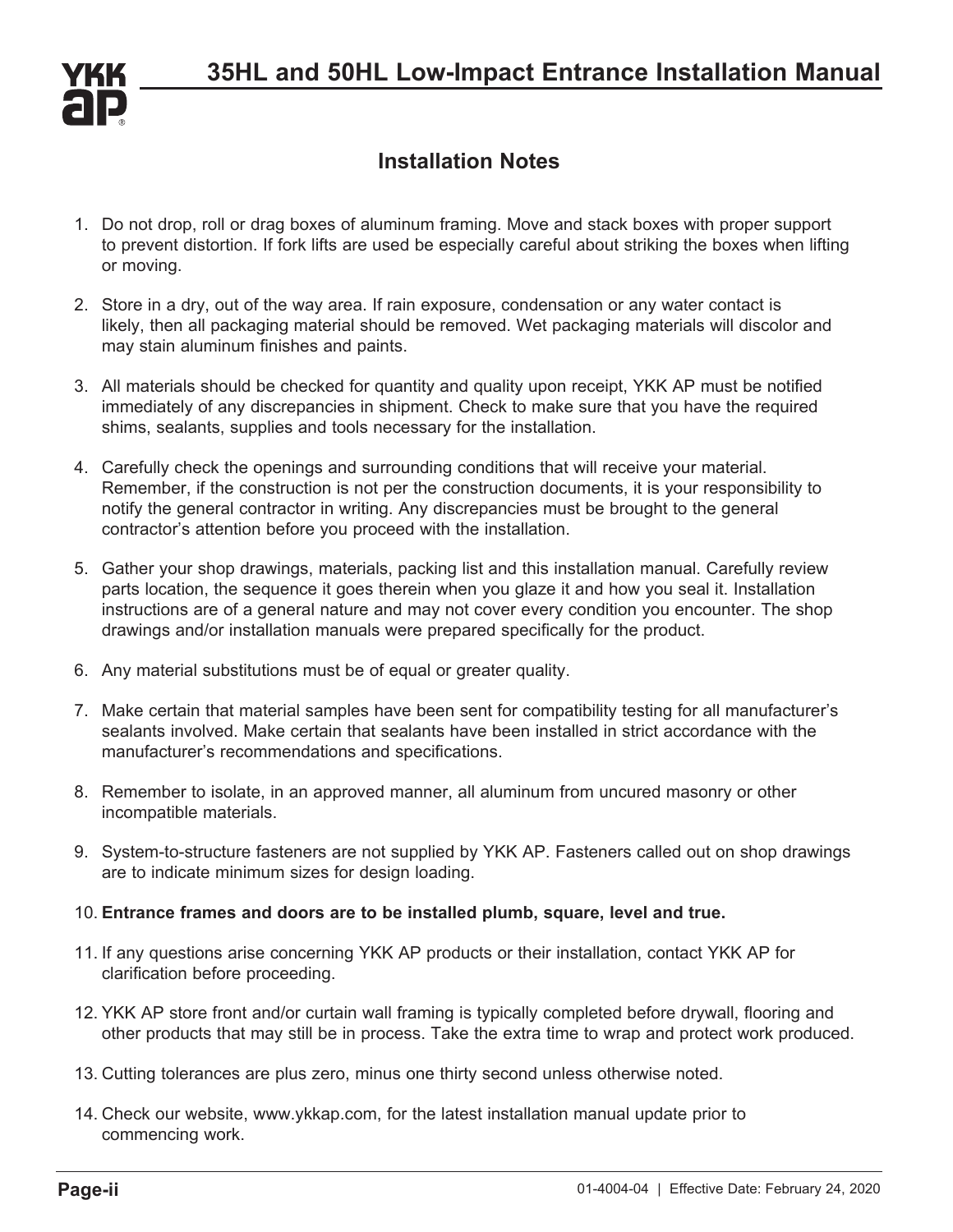## Installation Notes

1. Do not drop, roll or drag boxes of aluminum framing. Move and stack boxes with proper support to prevent distortion. If fork lifts are used be especially careful about striking the boxes when lifting or moving.

2. Store in a dry, out of the way area. If rain exposure, condensation or any water contact is likely, then all packaging material should be removed. Wet packaging materials will discolor and may stain aluminum finishes and paints.

3. All materials should be checked for quantity and quality upon receipt, YKK AP must be notified immediately of any discrepancies in shipment. Check to make sure that you have the required shims, sealants, supplies and tools necessary for the installation.

4. Carefully check the openings and surrounding conditions that will receive your material. Remember, if the construction is not per the construction documents, it is your responsibility to notify the general contractor in writing. Any discrepancies must be brought to the general contractor's attention before you proceed with the installation.

5. Gather your shop drawings, materials, packing list and this installation manual. Carefully review parts location, the sequence it goes therein when you glaze it and how you seal it. Installation instructions are of a general nature and may not cover every condition you encounter. The shop drawings and/or installation manuals were prepared specifically for the product.

6. Any material substitutions must be of equal or greater quality.

7. Make certain that material samples have been sent for compatibility testing for all manufacturer's sealants involved. Make certain that sealants have been installed in strict accordance with the manufacturer's recommendations and specifications.

8. Remember to isolate, in an approved manner, all aluminum from uncured masonry or other incompatible materials.

9. System-to-structure fasteners are not supplied by YKK AP. Fasteners called out on shop drawings are to indicate minimum sizes for design loading.

10. **Entrance frames and doors are to be installed plumb, square, level and true.**

11. If any questions arise concerning YKK AP products or their installation, contact YKK AP for clarification before proceeding.

12. YKK AP store front and/or curtain wall framing is typically completed before drywall, flooring and other products that may still be in process. Take the extra time to wrap and protect work produced.

13. Cutting tolerances are plus zero, minus one thirty second unless otherwise noted.

14. Check our website, www.ykkap.com, for the latest installation manual update prior to commencing work.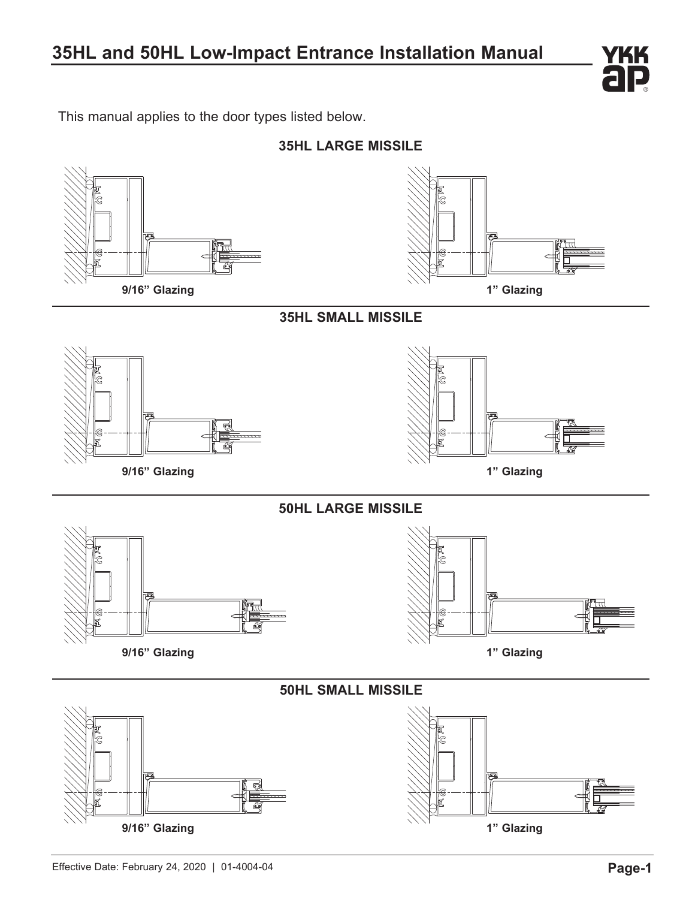# 35HL and 50HL Low-Impact Entrance Installation Manual

This manual applies to the door types listed below.

## 35HL LARGE MISSILE

9/16" Glazing

1" Glazing

## 35HL SMALL MISSILE

9/16" Glazing

1" Glazing

## 50HL LARGE MISSILE

9/16" Glazing

1" Glazing

## 50HL SMALL MISSILE

9/16" Glazing

1" Glazing

Effective Date: February 24, 2020 | 01-4004-04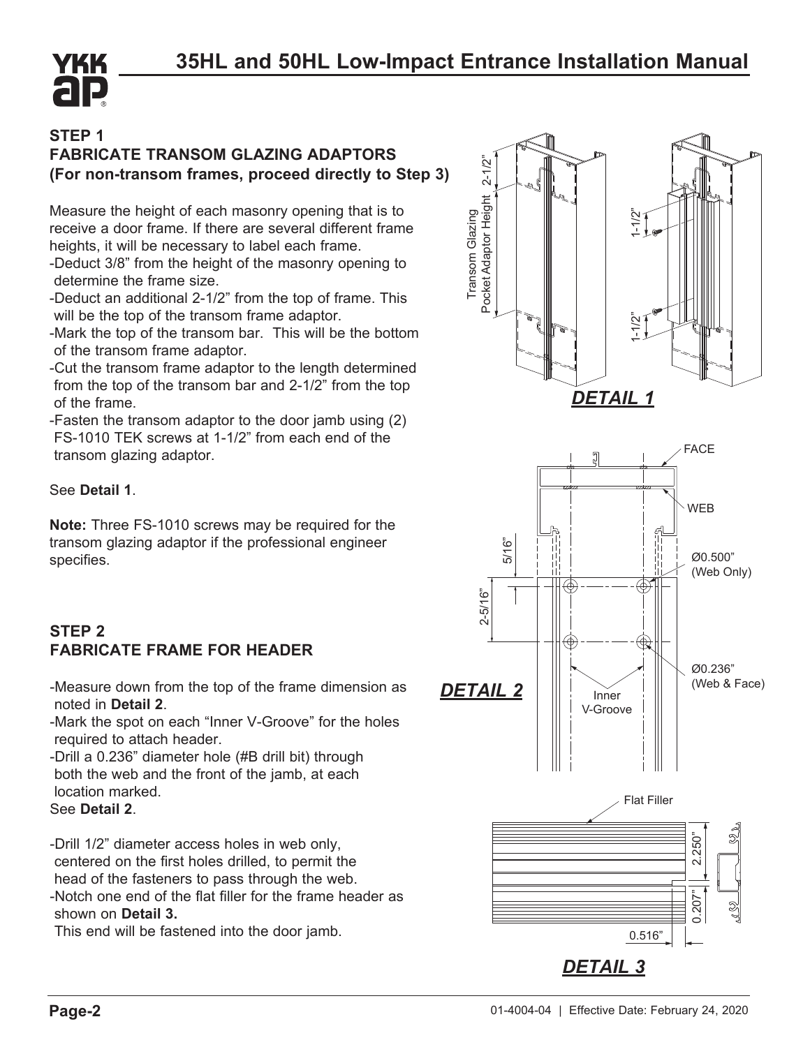## STEP 1
## FABRICATE TRANSOM GLAZING ADAPTORS
## (For non-transom frames, proceed directly to Step 3)

Measure the height of each masonry opening that is to receive a door frame. If there are several different frame heights, it will be necessary to label each frame.

- Deduct 3/8" from the height of the masonry opening to determine the frame size.
- Deduct an additional 2-1/2" from the top of frame. This will be the top of the transom frame adaptor.
- Mark the top of the transom bar. This will be the bottom of the transom frame adaptor.
- Cut the transom frame adaptor to the length determined from the top of the transom bar and 2-1/2" from the top of the frame.
- Fasten the transom adaptor to the door jamb using (2) FS-1010 TEK screws at 1-1/2" from each end of the transom glazing adaptor.

See **Detail 1**.

**Note:** Three FS-1010 screws may be required for the transom glazing adaptor if the professional engineer specifies.

2-1/2"
Transom Glazing Pocket Adaptor Height
1-1/2"
1-1/2"

***DETAIL 1***

## STEP 2
## FABRICATE FRAME FOR HEADER

- Measure down from the top of the frame dimension as noted in **Detail 2**.
- Mark the spot on each "Inner V-Groove" for the holes required to attach header.
- Drill a 0.236" diameter hole (#B drill bit) through both the web and the front of the jamb, at each location marked.

See **Detail 2**.

- Drill 1/2" diameter access holes in web only, centered on the first holes drilled, to permit the head of the fasteners to pass through the web.
- Notch one end of the flat filler for the frame header as shown on **Detail 3.** This end will be fastened into the door jamb.

FACE
WEB
5/16"
2-5/16"
Ø0.500" (Web Only)
Ø0.236" (Web & Face)
Inner V-Groove

***DETAIL 2***

Flat Filler
2.250"
0.207"
0.516"

***DETAIL 3***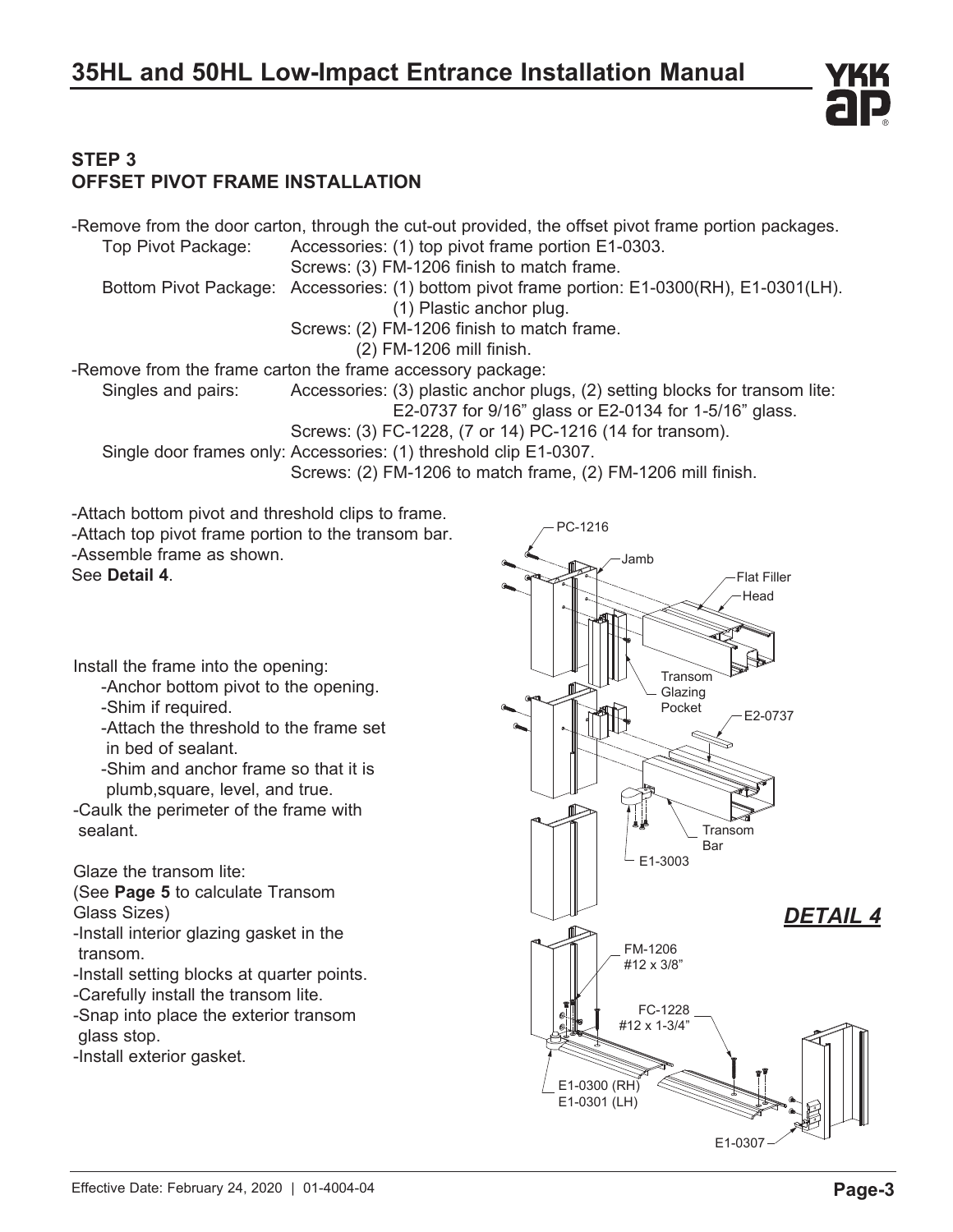## STEP 3
## OFFSET PIVOT FRAME INSTALLATION

-Remove from the door carton, through the cut-out provided, the offset pivot frame portion packages.

Top Pivot Package: Accessories: (1) top pivot frame portion E1-0303.
Screws: (3) FM-1206 finish to match frame.

Bottom Pivot Package: Accessories: (1) bottom pivot frame portion: E1-0300(RH), E1-0301(LH).
(1) Plastic anchor plug.
Screws: (2) FM-1206 finish to match frame.
(2) FM-1206 mill finish.

-Remove from the frame carton the frame accessory package:

Singles and pairs: Accessories: (3) plastic anchor plugs, (2) setting blocks for transom lite:
E2-0737 for 9/16" glass or E2-0134 for 1-5/16" glass.
Screws: (3) FC-1228, (7 or 14) PC-1216 (14 for transom).

Single door frames only: Accessories: (1) threshold clip E1-0307.
Screws: (2) FM-1206 to match frame, (2) FM-1206 mill finish.

-Attach bottom pivot and threshold clips to frame.
-Attach top pivot frame portion to the transom bar.
-Assemble frame as shown.
See **Detail 4**.

Install the frame into the opening:
- -Anchor bottom pivot to the opening.
- -Shim if required.
- -Attach the threshold to the frame set in bed of sealant.
- -Shim and anchor frame so that it is plumb,square, level, and true.

-Caulk the perimeter of the frame with sealant.

Glaze the transom lite:
(See **Page 5** to calculate Transom Glass Sizes)
-Install interior glazing gasket in the transom.
-Install setting blocks at quarter points.
-Carefully install the transom lite.
-Snap into place the exterior transom glass stop.
-Install exterior gasket.

PC-1216
Jamb
Flat Filler
Head
Transom Glazing Pocket
E2-0737
Transom Bar
E1-3003
FM-1206 #12 x 3/8"
FC-1228 #12 x 1-3/4"
E1-0300 (RH)
E1-0301 (LH)
E1-0307

***DETAIL 4***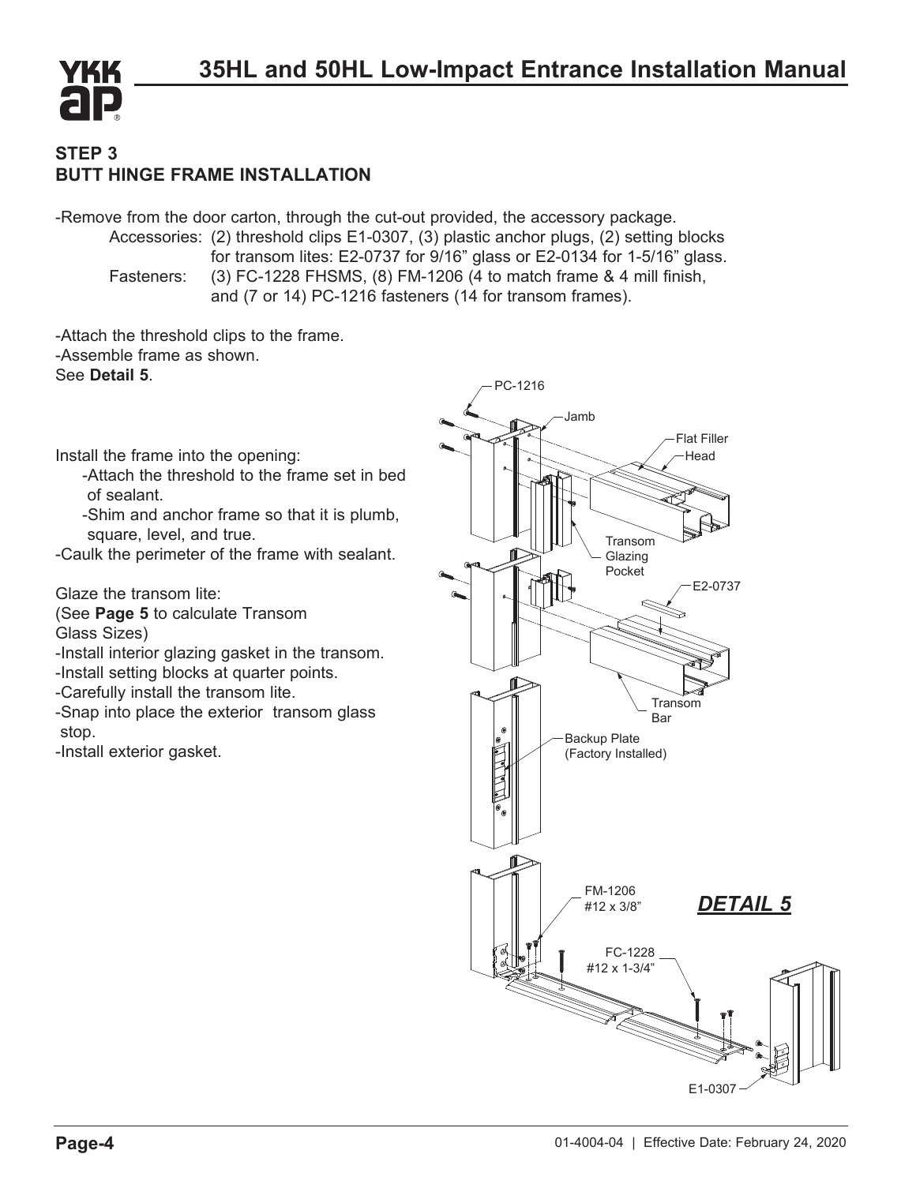## STEP 3
## BUTT HINGE FRAME INSTALLATION

-Remove from the door carton, through the cut-out provided, the accessory package.

Accessories: (2) threshold clips E1-0307, (3) plastic anchor plugs, (2) setting blocks for transom lites: E2-0737 for 9/16" glass or E2-0134 for 1-5/16" glass.

Fasteners: (3) FC-1228 FHSMS, (8) FM-1206 (4 to match frame & 4 mill finish, and (7 or 14) PC-1216 fasteners (14 for transom frames).

-Attach the threshold clips to the frame.
-Assemble frame as shown.
See **Detail 5**.

Install the frame into the opening:

- -Attach the threshold to the frame set in bed of sealant.
- -Shim and anchor frame so that it is plumb, square, level, and true.

-Caulk the perimeter of the frame with sealant.

Glaze the transom lite:
(See **Page 5** to calculate Transom Glass Sizes)
-Install interior glazing gasket in the transom.
-Install setting blocks at quarter points.
-Carefully install the transom lite.
-Snap into place the exterior transom glass stop.
-Install exterior gasket.

PC-1216
Jamb
Flat Filler
Head
Transom Glazing Pocket
E2-0737
Transom Bar
Backup Plate (Factory Installed)
FM-1206 #12 x 3/8"
FC-1228 #12 x 1-3/4"
E1-0307

***DETAIL 5***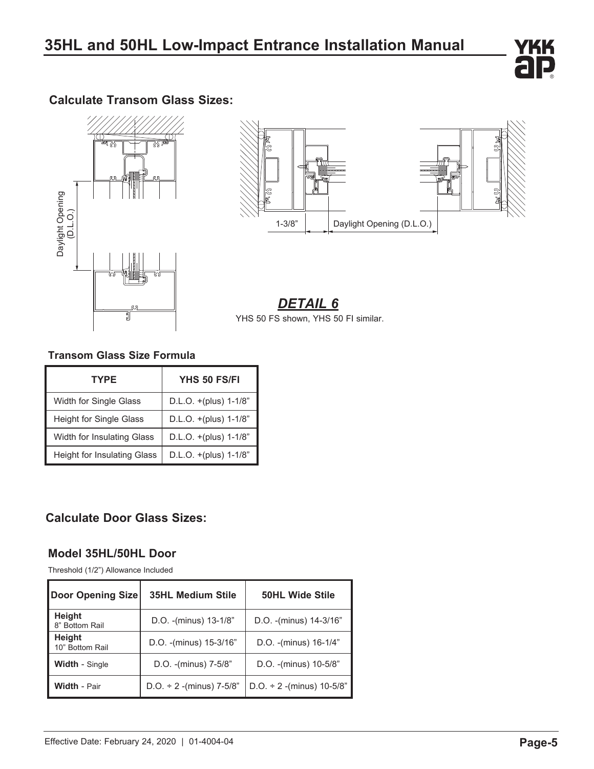## Calculate Transom Glass Sizes:

Daylight Opening (D.L.O.)

1-3/8"

Daylight Opening (D.L.O.)

***DETAIL 6***

YHS 50 FS shown, YHS 50 FI similar.

### Transom Glass Size Formula

| TYPE | YHS 50 FS/FI |
|---|---|
| Width for Single Glass | D.L.O. +(plus) 1-1/8" |
| Height for Single Glass | D.L.O. +(plus) 1-1/8" |
| Width for Insulating Glass | D.L.O. +(plus) 1-1/8" |
| Height for Insulating Glass | D.L.O. +(plus) 1-1/8" |

## Calculate Door Glass Sizes:

### Model 35HL/50HL Door

Threshold (1/2") Allowance Included

| Door Opening Size | 35HL Medium Stile | 50HL Wide Stile |
|---|---|---|
| **Height** 8" Bottom Rail | D.O. -(minus) 13-1/8" | D.O. -(minus) 14-3/16" |
| **Height** 10" Bottom Rail | D.O. -(minus) 15-3/16" | D.O. -(minus) 16-1/4" |
| **Width** - Single | D.O. -(minus) 7-5/8" | D.O. -(minus) 10-5/8" |
| **Width** - Pair | D.O. ÷ 2 -(minus) 7-5/8" | D.O. ÷ 2 -(minus) 10-5/8" |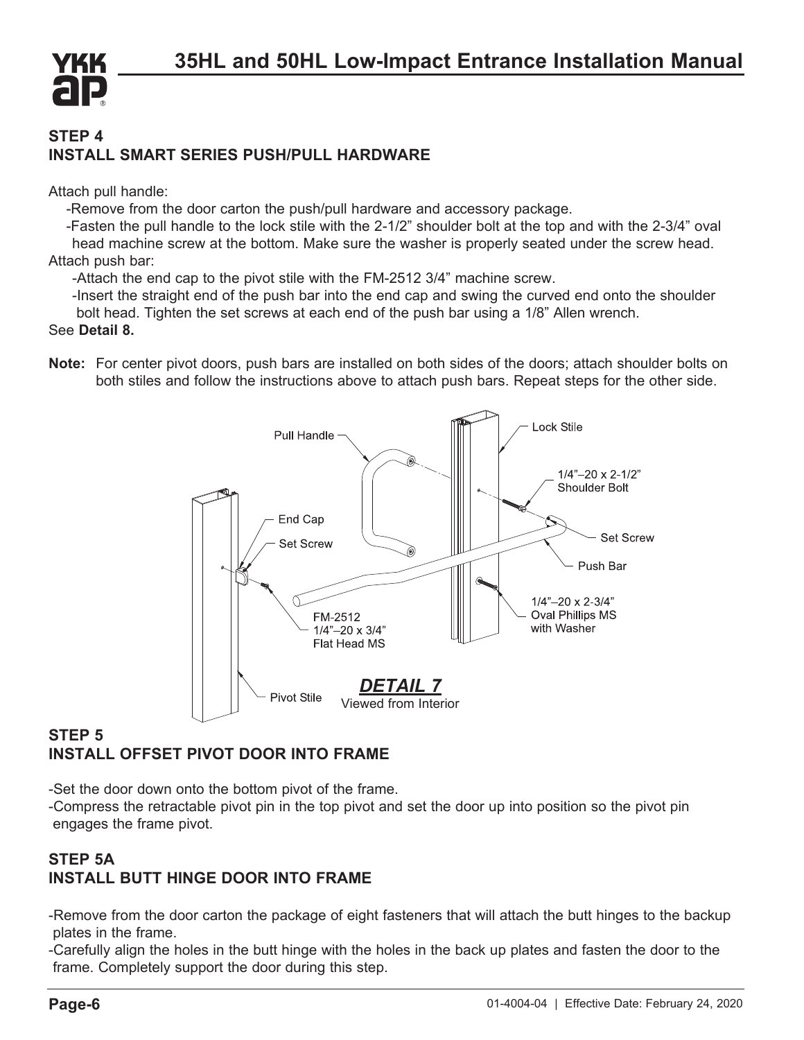## STEP 4
## INSTALL SMART SERIES PUSH/PULL HARDWARE

Attach pull handle:

- Remove from the door carton the push/pull hardware and accessory package.
- Fasten the pull handle to the lock stile with the 2-1/2" shoulder bolt at the top and with the 2-3/4" oval head machine screw at the bottom. Make sure the washer is properly seated under the screw head.

Attach push bar:

- Attach the end cap to the pivot stile with the FM-2512 3/4" machine screw.
- Insert the straight end of the push bar into the end cap and swing the curved end onto the shoulder bolt head. Tighten the set screws at each end of the push bar using a 1/8" Allen wrench.

See **Detail 8.**

**Note:** For center pivot doors, push bars are installed on both sides of the doors; attach shoulder bolts on both stiles and follow the instructions above to attach push bars. Repeat steps for the other side.

Pull Handle
Lock Stile
1/4"–20 x 2-1/2" Shoulder Bolt
End Cap
Set Screw
Set Screw
Push Bar
1/4"–20 x 2-3/4" Oval Phillips MS with Washer
FM-2512 1/4"–20 x 3/4" Flat Head MS
Pivot Stile

***DETAIL 7***
Viewed from Interior

## STEP 5
## INSTALL OFFSET PIVOT DOOR INTO FRAME

- Set the door down onto the bottom pivot of the frame.
- Compress the retractable pivot pin in the top pivot and set the door up into position so the pivot pin engages the frame pivot.

## STEP 5A
## INSTALL BUTT HINGE DOOR INTO FRAME

- Remove from the door carton the package of eight fasteners that will attach the butt hinges to the backup plates in the frame.
- Carefully align the holes in the butt hinge with the holes in the back up plates and fasten the door to the frame. Completely support the door during this step.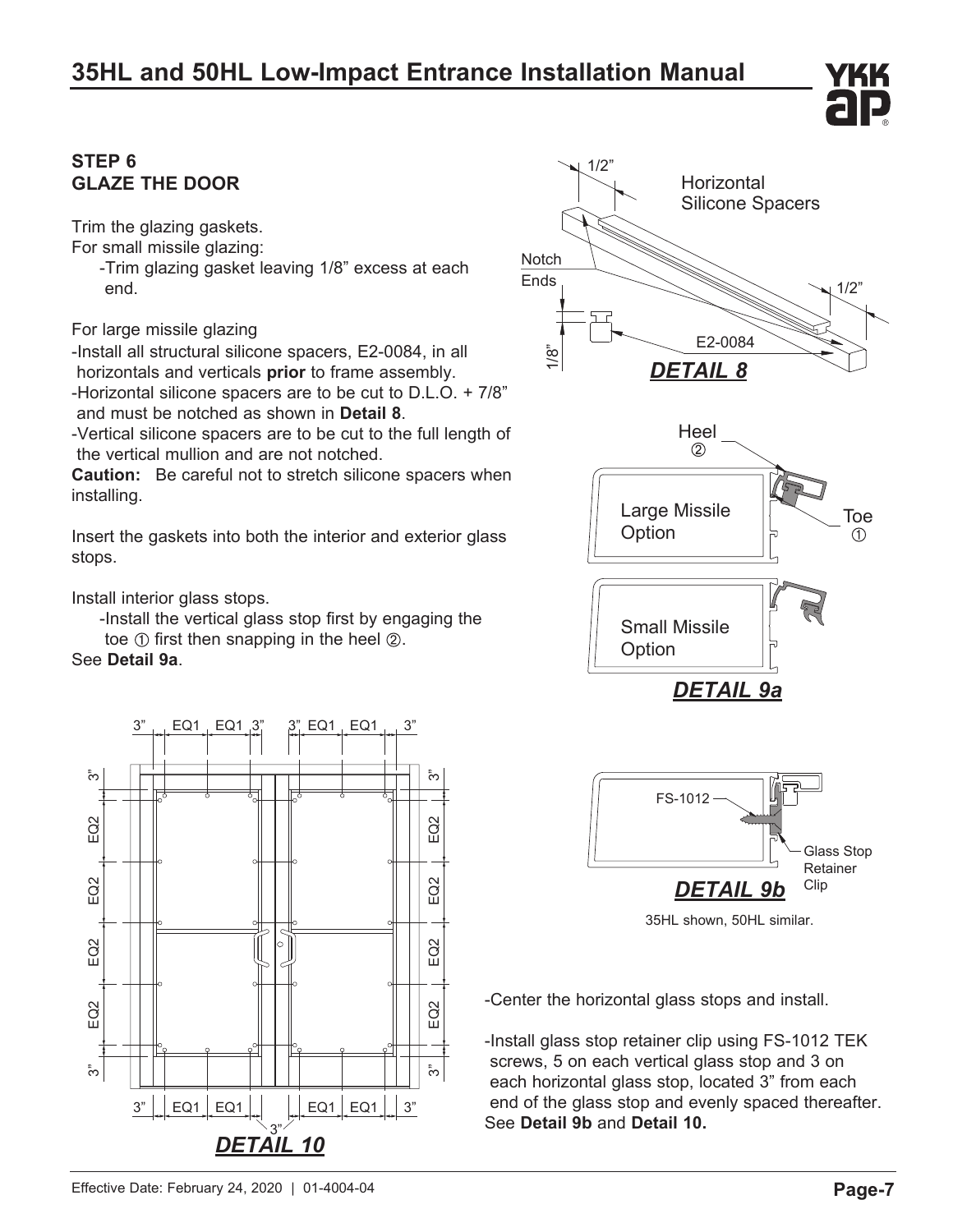## STEP 6
## GLAZE THE DOOR

Trim the glazing gaskets.
For small missile glazing:

- Trim glazing gasket leaving 1/8" excess at each end.

For large missile glazing

- Install all structural silicone spacers, E2-0084, in all horizontals and verticals **prior** to frame assembly.
- Horizontal silicone spacers are to be cut to D.L.O. + 7/8" and must be notched as shown in **Detail 8**.
- Vertical silicone spacers are to be cut to the full length of the vertical mullion and are not notched.

**Caution:** Be careful not to stretch silicone spacers when installing.

Insert the gaskets into both the interior and exterior glass stops.

Install interior glass stops.

- Install the vertical glass stop first by engaging the toe ① first then snapping in the heel ②.

See **Detail 9a**.

1/2"
Horizontal Silicone Spacers
Notch Ends
1/2"
1/8"
E2-0084
***DETAIL 8***

Heel ②
Large Missile Option
Toe ①
Small Missile Option
***DETAIL 9a***

FS-1012
Glass Stop Retainer Clip
***DETAIL 9b***
35HL shown, 50HL similar.

3" EQ1 EQ1 3" 3" EQ1 EQ1 3"
3" EQ2 EQ2 EQ2 EQ2 3"
3" EQ1 EQ1 EQ1 EQ1 3"
3"
***DETAIL 10***

- Center the horizontal glass stops and install.
- Install glass stop retainer clip using FS-1012 TEK screws, 5 on each vertical glass stop and 3 on each horizontal glass stop, located 3" from each end of the glass stop and evenly spaced thereafter.

See **Detail 9b** and **Detail 10.**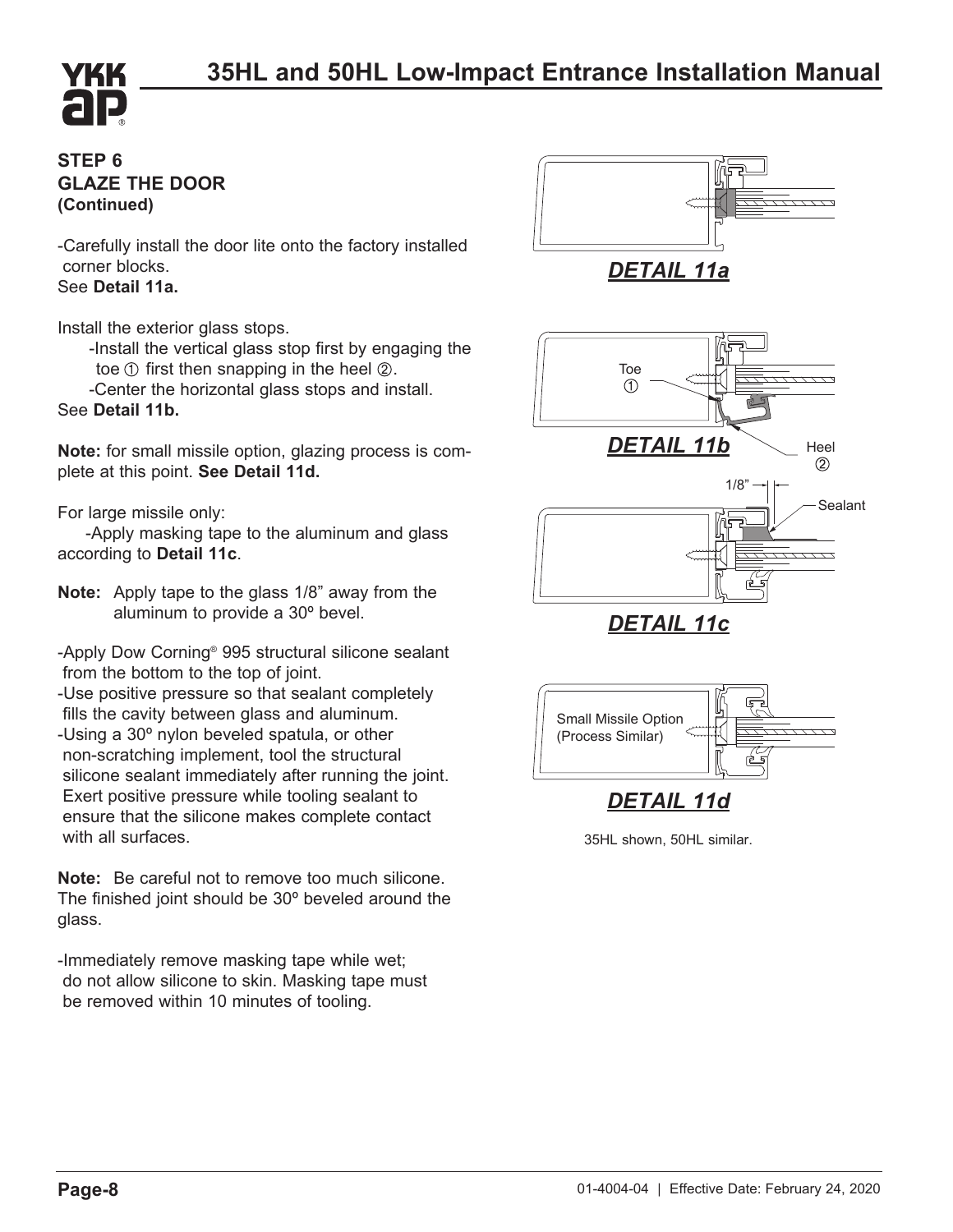## STEP 6
## GLAZE THE DOOR
**(Continued)**

-Carefully install the door lite onto the factory installed corner blocks.
See **Detail 11a.**

Install the exterior glass stops.
- -Install the vertical glass stop first by engaging the toe ① first then snapping in the heel ②.
- -Center the horizontal glass stops and install.

See **Detail 11b.**

**Note:** for small missile option, glazing process is complete at this point. **See Detail 11d.**

For large missile only:
- -Apply masking tape to the aluminum and glass according to **Detail 11c**.

**Note:** Apply tape to the glass 1/8" away from the aluminum to provide a 30º bevel.

-Apply Dow Corning® 995 structural silicone sealant from the bottom to the top of joint.
-Use positive pressure so that sealant completely fills the cavity between glass and aluminum.
-Using a 30º nylon beveled spatula, or other non-scratching implement, tool the structural silicone sealant immediately after running the joint. Exert positive pressure while tooling sealant to ensure that the silicone makes complete contact with all surfaces.

**Note:** Be careful not to remove too much silicone. The finished joint should be 30º beveled around the glass.

-Immediately remove masking tape while wet; do not allow silicone to skin. Masking tape must be removed within 10 minutes of tooling.

***DETAIL 11a***

Toe
①

Heel
②

***DETAIL 11b***

1/8"

Sealant

***DETAIL 11c***

Small Missile Option
(Process Similar)

***DETAIL 11d***

35HL shown, 50HL similar.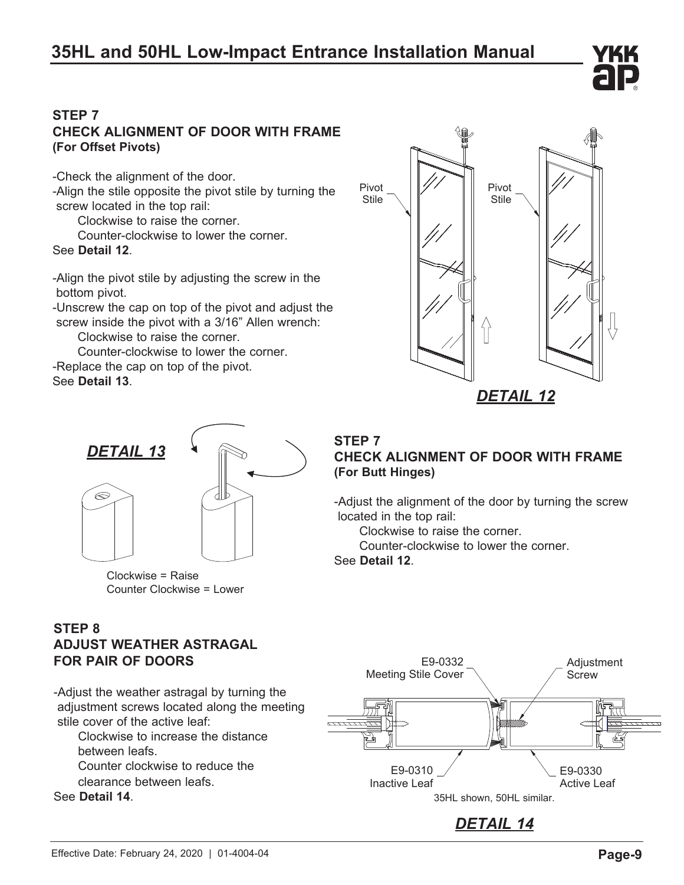## STEP 7
## CHECK ALIGNMENT OF DOOR WITH FRAME
**(For Offset Pivots)**

-Check the alignment of the door.
-Align the stile opposite the pivot stile by turning the screw located in the top rail:
    Clockwise to raise the corner.
    Counter-clockwise to lower the corner.
See **Detail 12**.

-Align the pivot stile by adjusting the screw in the bottom pivot.
-Unscrew the cap on top of the pivot and adjust the screw inside the pivot with a 3/16" Allen wrench:
    Clockwise to raise the corner.
    Counter-clockwise to lower the corner.
-Replace the cap on top of the pivot.
See **Detail 13**.

Pivot Stile

Pivot Stile

***DETAIL 12***

***DETAIL 13***

Clockwise = Raise
Counter Clockwise = Lower

## STEP 7
## CHECK ALIGNMENT OF DOOR WITH FRAME
**(For Butt Hinges)**

-Adjust the alignment of the door by turning the screw located in the top rail:
    Clockwise to raise the corner.
    Counter-clockwise to lower the corner.
See **Detail 12**.

## STEP 8
## ADJUST WEATHER ASTRAGAL FOR PAIR OF DOORS

-Adjust the weather astragal by turning the adjustment screws located along the meeting stile cover of the active leaf:
    Clockwise to increase the distance between leafs.
    Counter clockwise to reduce the clearance between leafs.
See **Detail 14**.

E9-0332
Meeting Stile Cover

Adjustment
Screw

E9-0310
Inactive Leaf

E9-0330
Active Leaf

35HL shown, 50HL similar.

***DETAIL 14***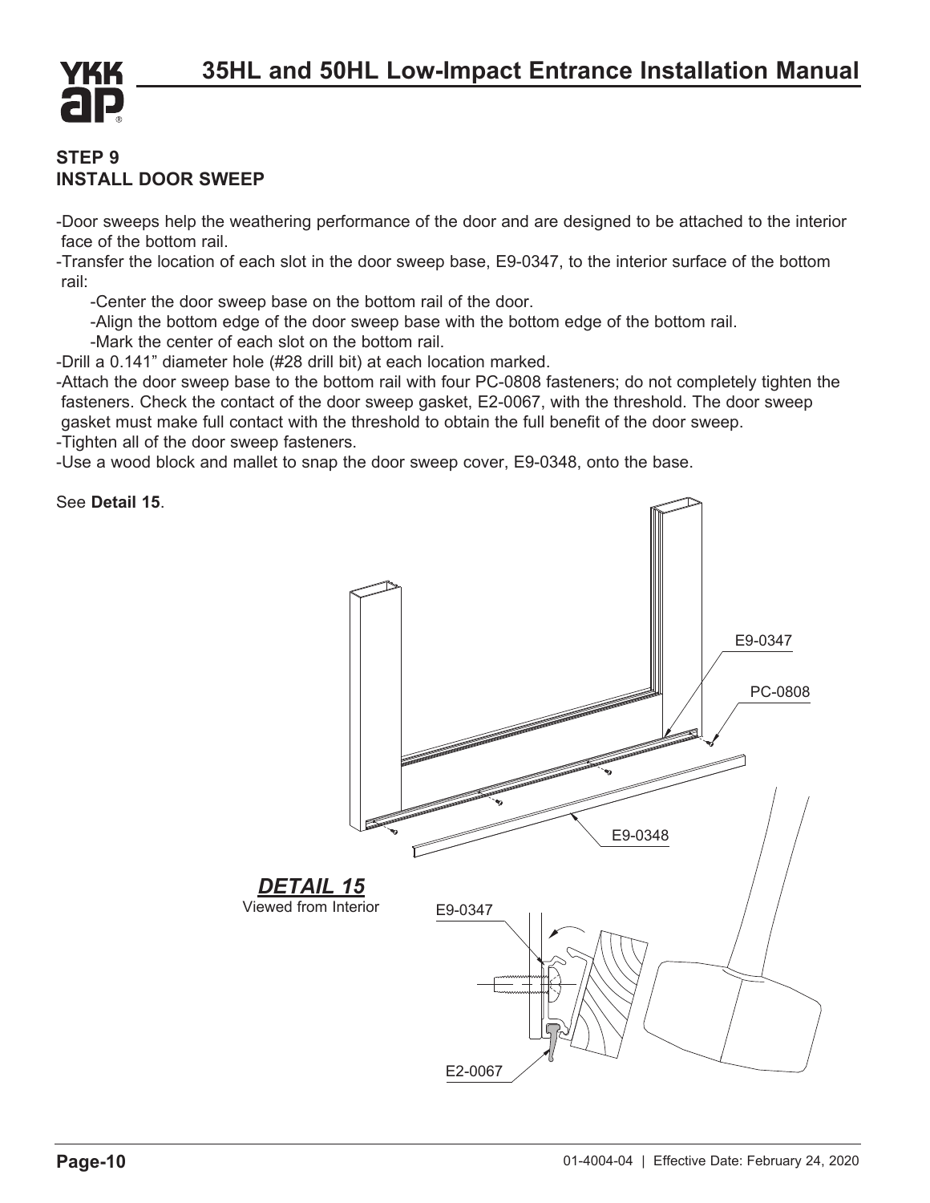## STEP 9
## INSTALL DOOR SWEEP

-Door sweeps help the weathering performance of the door and are designed to be attached to the interior face of the bottom rail.

-Transfer the location of each slot in the door sweep base, E9-0347, to the interior surface of the bottom rail:

- -Center the door sweep base on the bottom rail of the door.
- -Align the bottom edge of the door sweep base with the bottom edge of the bottom rail.
- -Mark the center of each slot on the bottom rail.

-Drill a 0.141” diameter hole (#28 drill bit) at each location marked.

-Attach the door sweep base to the bottom rail with four PC-0808 fasteners; do not completely tighten the fasteners. Check the contact of the door sweep gasket, E2-0067, with the threshold. The door sweep gasket must make full contact with the threshold to obtain the full benefit of the door sweep.

-Tighten all of the door sweep fasteners.

-Use a wood block and mallet to snap the door sweep cover, E9-0348, onto the base.

See **Detail 15**.

E9-0347

PC-0808

E9-0348

***DETAIL 15***
Viewed from Interior

E9-0347

E2-0067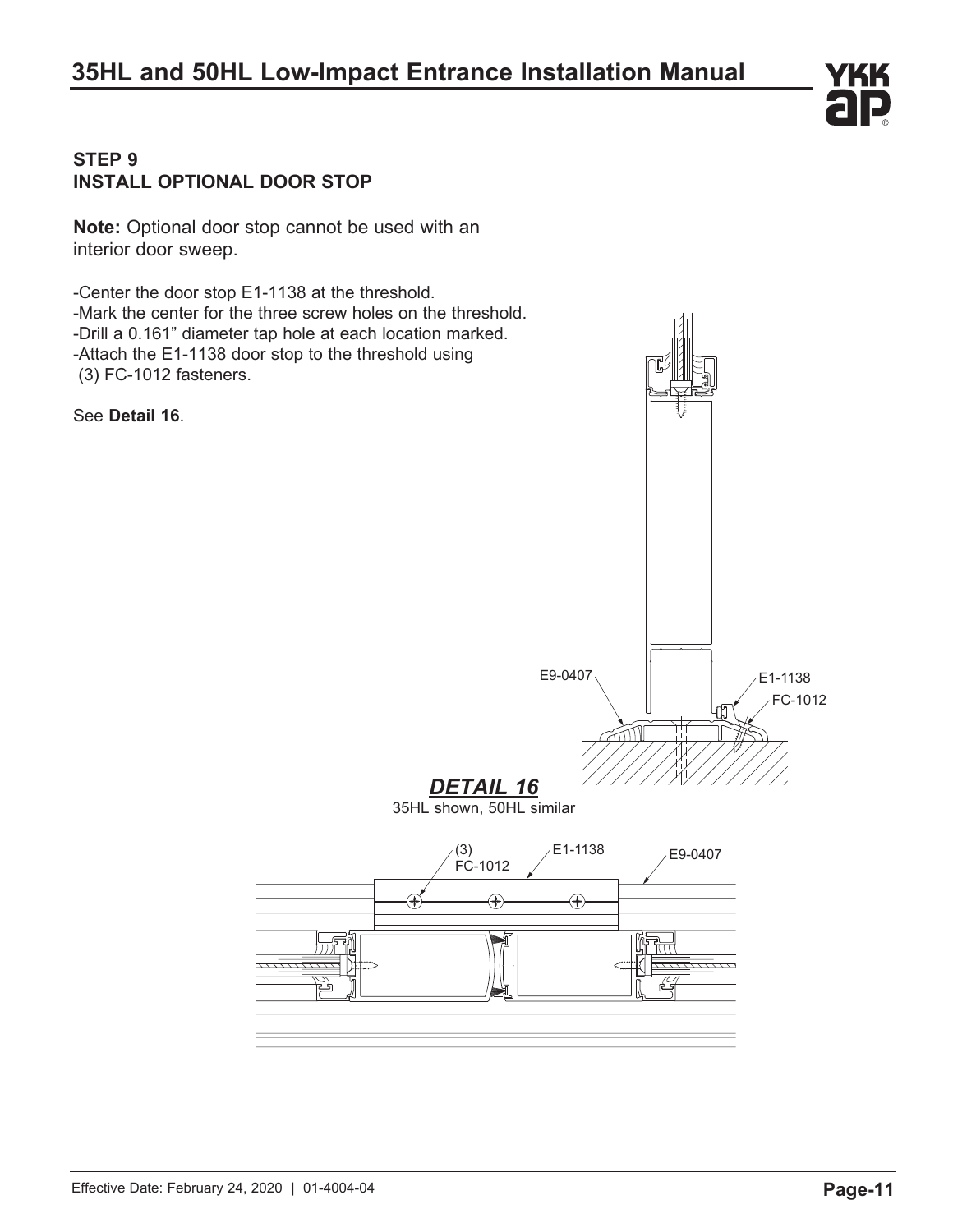## STEP 9
## INSTALL OPTIONAL DOOR STOP

**Note:** Optional door stop cannot be used with an interior door sweep.

-Center the door stop E1-1138 at the threshold.
-Mark the center for the three screw holes on the threshold.
-Drill a 0.161" diameter tap hole at each location marked.
-Attach the E1-1138 door stop to the threshold using (3) FC-1012 fasteners.

See **Detail 16**.

E9-0407
E1-1138
FC-1012

***DETAIL 16***
35HL shown, 50HL similar

(3)
FC-1012
E1-1138
E9-0407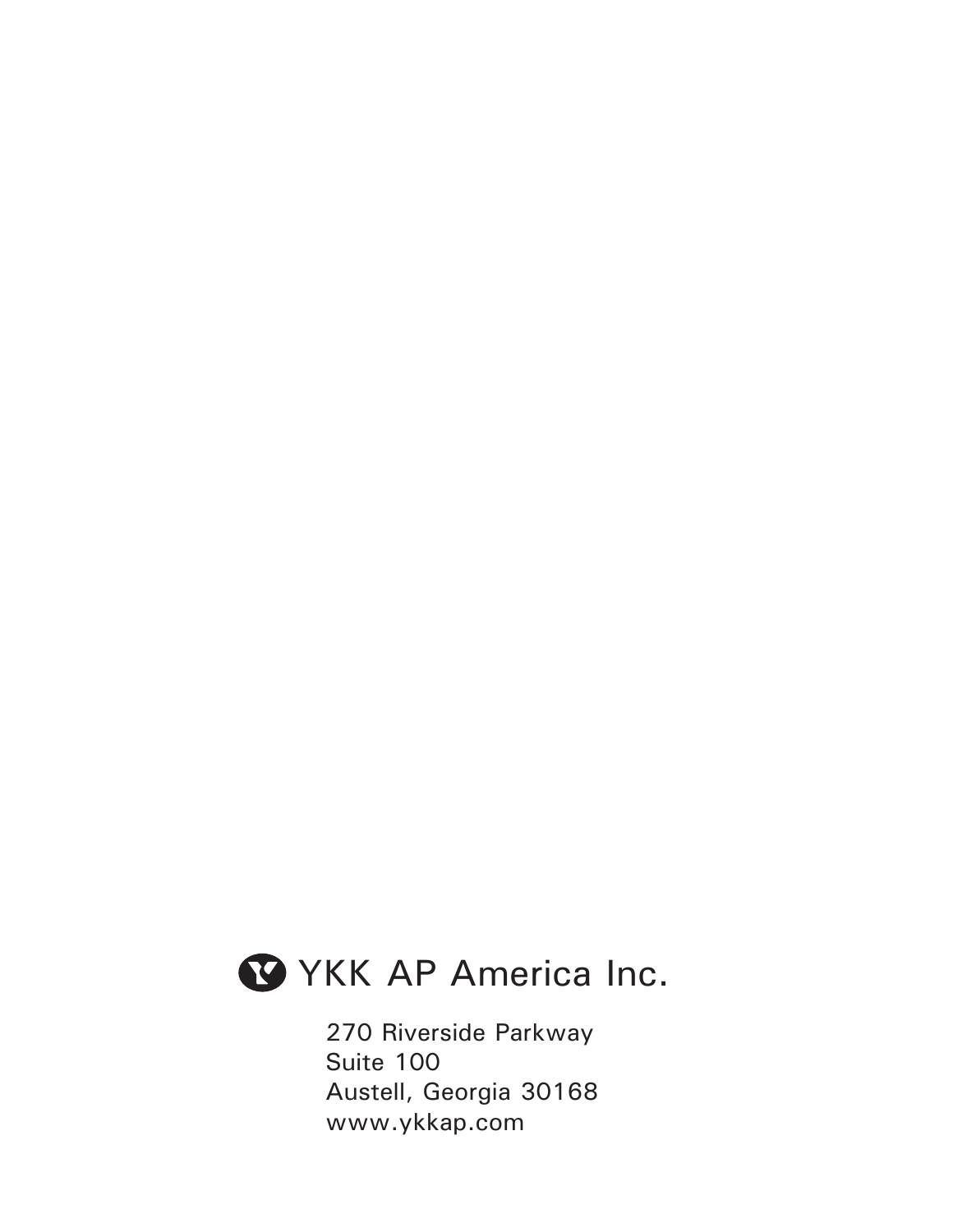YKK AP America Inc.

270 Riverside Parkway
Suite 100
Austell, Georgia 30168
www.ykkap.com